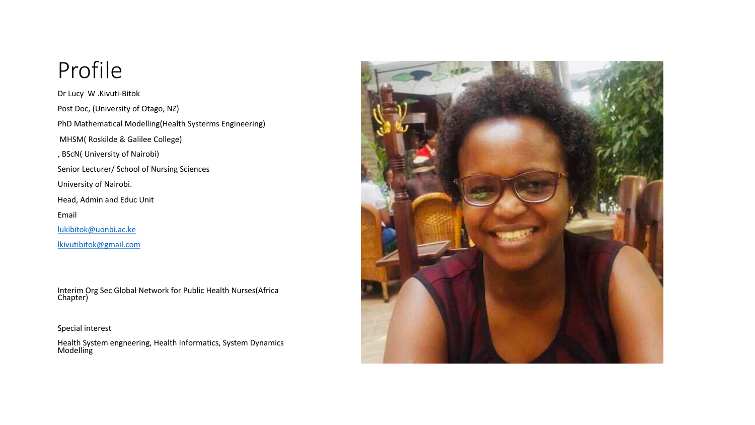# Profile

Dr Lucy W .Kivuti-Bitok

Post Doc, (University of Otago, NZ)

PhD Mathematical Modelling(Health Systerms Engineering)

MHSM( Roskilde & Galilee College)

, BScN( University of Nairobi)

Senior Lecturer/ School of Nursing Sciences

University of Nairobi.

Head, Admin and Educ Unit

Email

lukibitok@uonbi.ac.ke

lkivutibitok@gmail.com

Interim Org Sec Global Network for Public Health Nurses(Africa Chapter)

Special interest

Health System engneering, Health Informatics, System Dynamics Modelling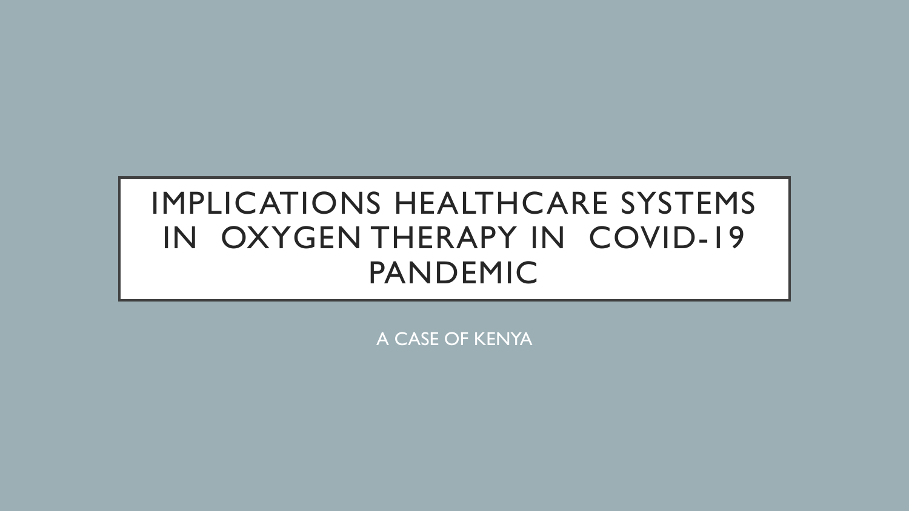# IMPLICATIONS HEALTHCARE SYSTEMS IN OXYGEN THERAPY IN COVID-19 PANDEMIC

A CASE OF KENYA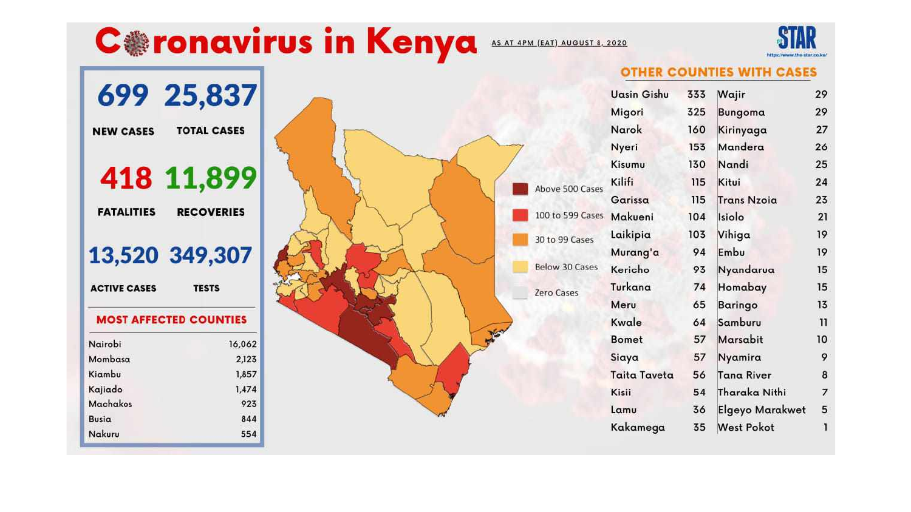# Coronavirus in Kenya

AS AT 4PM (EAT) AUGUST 8, 2020

THE STAR
https://www.the-star.co.ke/

| 699 | 25,837 |
| --- | --- |
| NEW CASES | TOTAL CASES |
| 418 | 11,899 |
| FATALITIES | RECOVERIES |
| 13,520 | 349,307 |
| ACTIVE CASES | TESTS |

## MOST AFFECTED COUNTIES

| County | Cases |
| --- | --- |
| Nairobi | 16,062 |
| Mombasa | 2,123 |
| Kiambu | 1,857 |
| Kajiado | 1,474 |
| Machakos | 923 |
| Busia | 844 |
| Nakuru | 554 |

- Above 500 Cases
- 100 to 599 Cases
- 30 to 99 Cases
- Below 30 Cases
- Zero Cases

## OTHER COUNTIES WITH CASES

| County | Cases | County | Cases |
| --- | --- | --- | --- |
| Uasin Gishu | 333 | Wajir | 29 |
| Migori | 325 | Bungoma | 29 |
| Narok | 160 | Kirinyaga | 27 |
| Nyeri | 153 | Mandera | 26 |
| Kisumu | 130 | Nandi | 25 |
| Kilifi | 115 | Kitui | 24 |
| Garissa | 115 | Trans Nzoia | 23 |
| Makueni | 104 | Isiolo | 21 |
| Laikipia | 103 | Vihiga | 19 |
| Murang'a | 94 | Embu | 19 |
| Kericho | 93 | Nyandarua | 15 |
| Turkana | 74 | Homabay | 15 |
| Meru | 65 | Baringo | 13 |
| Kwale | 64 | Samburu | 11 |
| Bomet | 57 | Marsabit | 10 |
| Siaya | 57 | Nyamira | 9 |
| Taita Taveta | 56 | Tana River | 8 |
| Kisii | 54 | Tharaka Nithi | 7 |
| Lamu | 36 | Elgeyo Marakwet | 5 |
| Kakamega | 35 | West Pokot | 1 |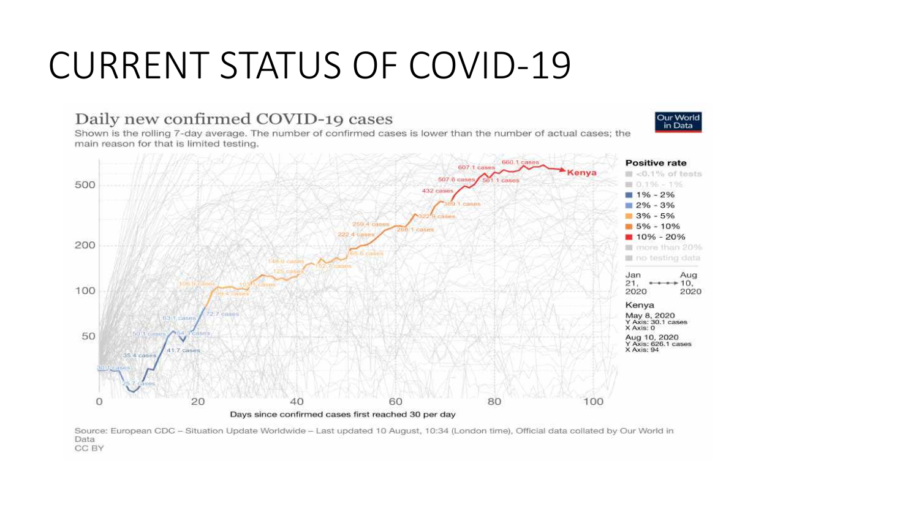# CURRENT STATUS OF COVID-19

## Daily new confirmed COVID-19 cases

Shown is the rolling 7-day average. The number of confirmed cases is lower than the number of actual cases; the main reason for that is limited testing.

Our World in Data

**Positive rate**

- <0.1% of tests
- 0.1% - 1%
- 1% - 2%
- 2% - 3%
- 3% - 5%
- 5% - 10%
- 10% - 20%
- more than 20%
- no testing data

Jan 21, 2020 → Aug 10, 2020

Kenya

May 8, 2020
Y Axis: 30.1 cases
X Axis: 0

Aug 10, 2020
Y Axis: 626.1 cases
X Axis: 94

Days since confirmed cases first reached 30 per day

Source: European CDC – Situation Update Worldwide – Last updated 10 August, 10:34 (London time), Official data collated by Our World in Data
CC BY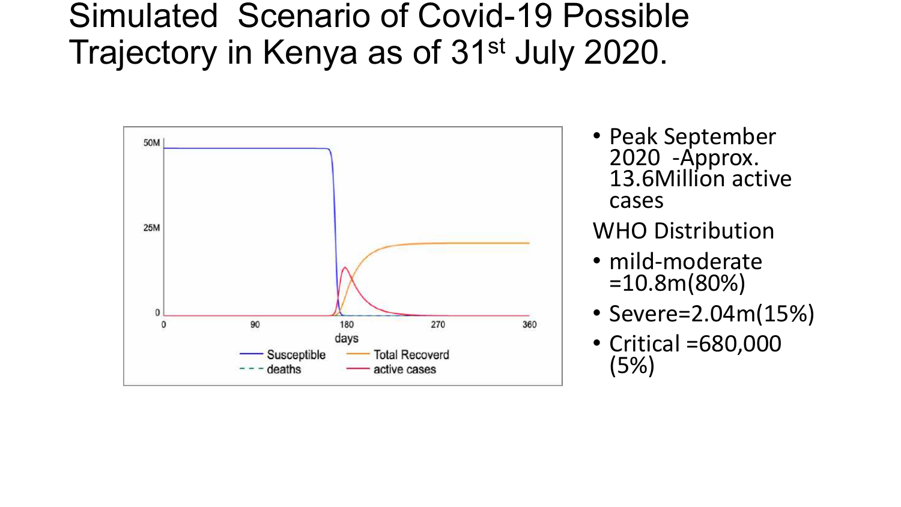# Simulated Scenario of Covid-19 Possible Trajectory in Kenya as of 31st July 2020.

- Peak September 2020 -Approx. 13.6Million active cases

WHO Distribution

- mild-moderate =10.8m(80%)
- Severe=2.04m(15%)
- Critical =680,000 (5%)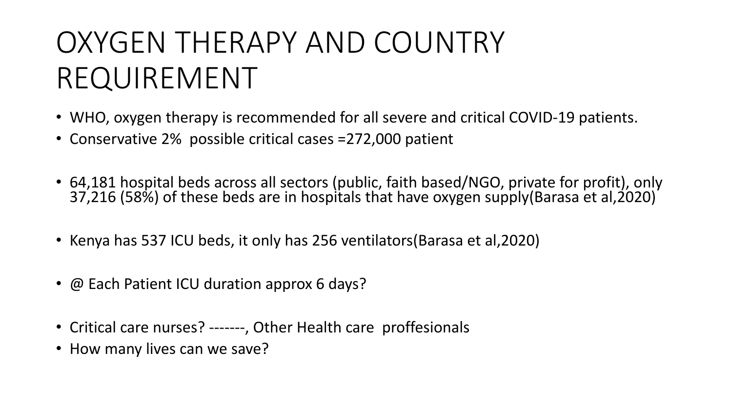# OXYGEN THERAPY AND COUNTRY REQUIREMENT

- WHO, oxygen therapy is recommended for all severe and critical COVID-19 patients.
- Conservative 2% possible critical cases =272,000 patient
- 64,181 hospital beds across all sectors (public, faith based/NGO, private for profit), only 37,216 (58%) of these beds are in hospitals that have oxygen supply(Barasa et al,2020)
- Kenya has 537 ICU beds, it only has 256 ventilators(Barasa et al,2020)
- @ Each Patient ICU duration approx 6 days?
- Critical care nurses? -------, Other Health care proffesionals
- How many lives can we save?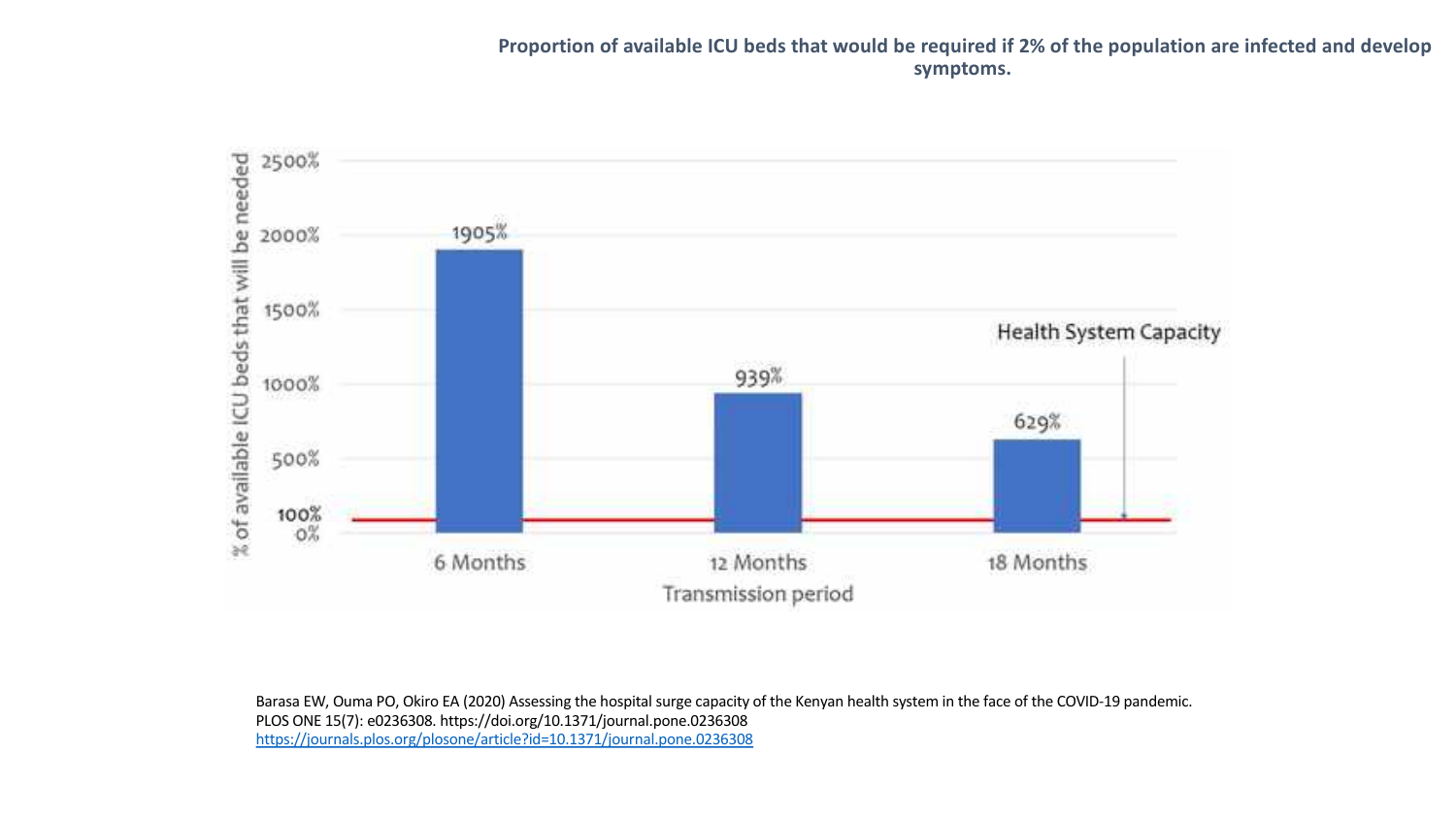**Proportion of available ICU beds that would be required if 2% of the population are infected and develop symptoms.**

| Transmission period | % of available ICU beds that will be needed |
|---|---|
| 6 Months | 1905% |
| 12 Months | 939% |
| 18 Months | 629% |

Health System Capacity: 100%

Barasa EW, Ouma PO, Okiro EA (2020) Assessing the hospital surge capacity of the Kenyan health system in the face of the COVID-19 pandemic. PLOS ONE 15(7): e0236308. https://doi.org/10.1371/journal.pone.0236308
https://journals.plos.org/plosone/article?id=10.1371/journal.pone.0236308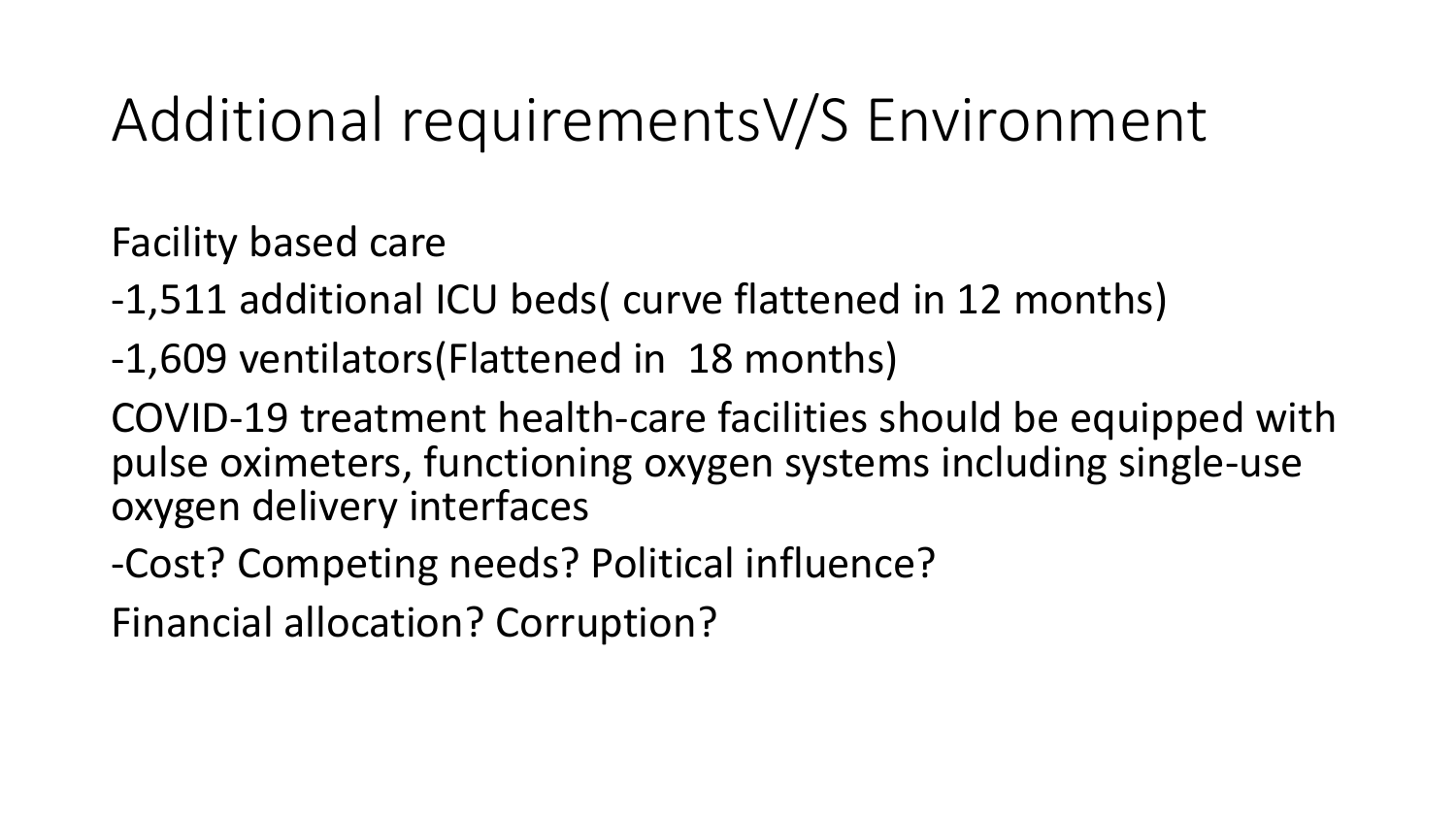# Additional requirementsV/S Environment

Facility based care

-1,511 additional ICU beds( curve flattened in 12 months)

-1,609 ventilators(Flattened in 18 months)

COVID-19 treatment health-care facilities should be equipped with pulse oximeters, functioning oxygen systems including single-use oxygen delivery interfaces

-Cost? Competing needs? Political influence?

Financial allocation? Corruption?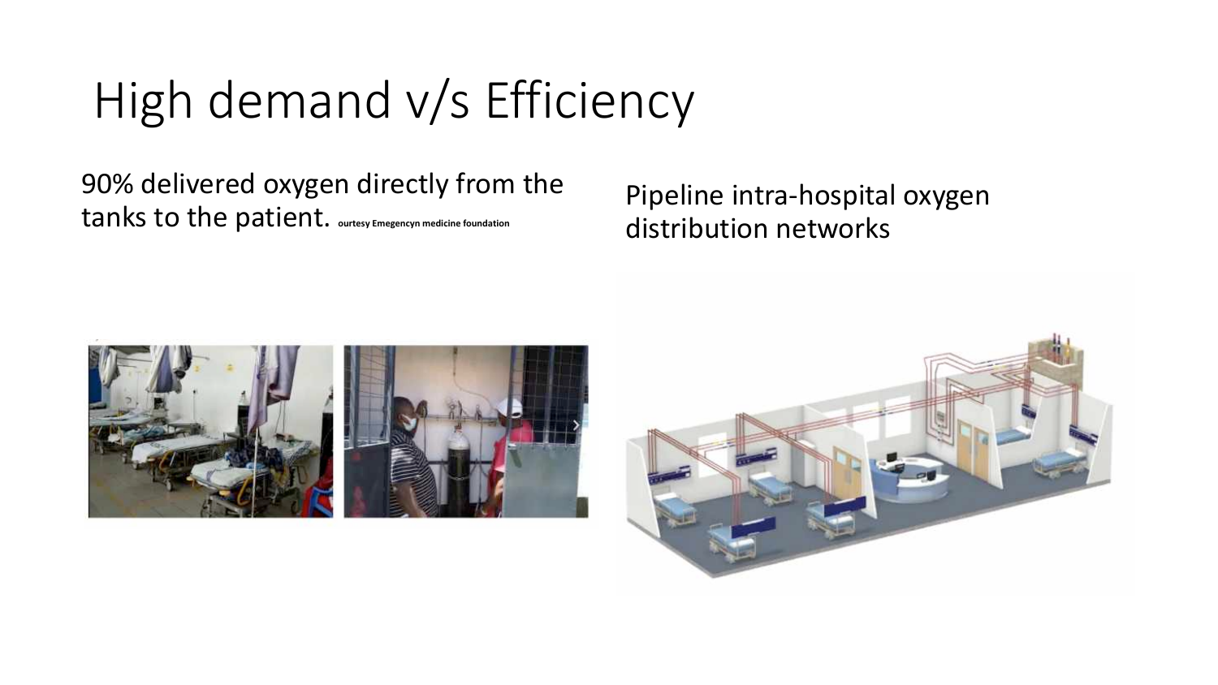# High demand v/s Efficiency

90% delivered oxygen directly from the tanks to the patient. ourtesy Emegencyn medicine foundation

Pipeline intra-hospital oxygen distribution networks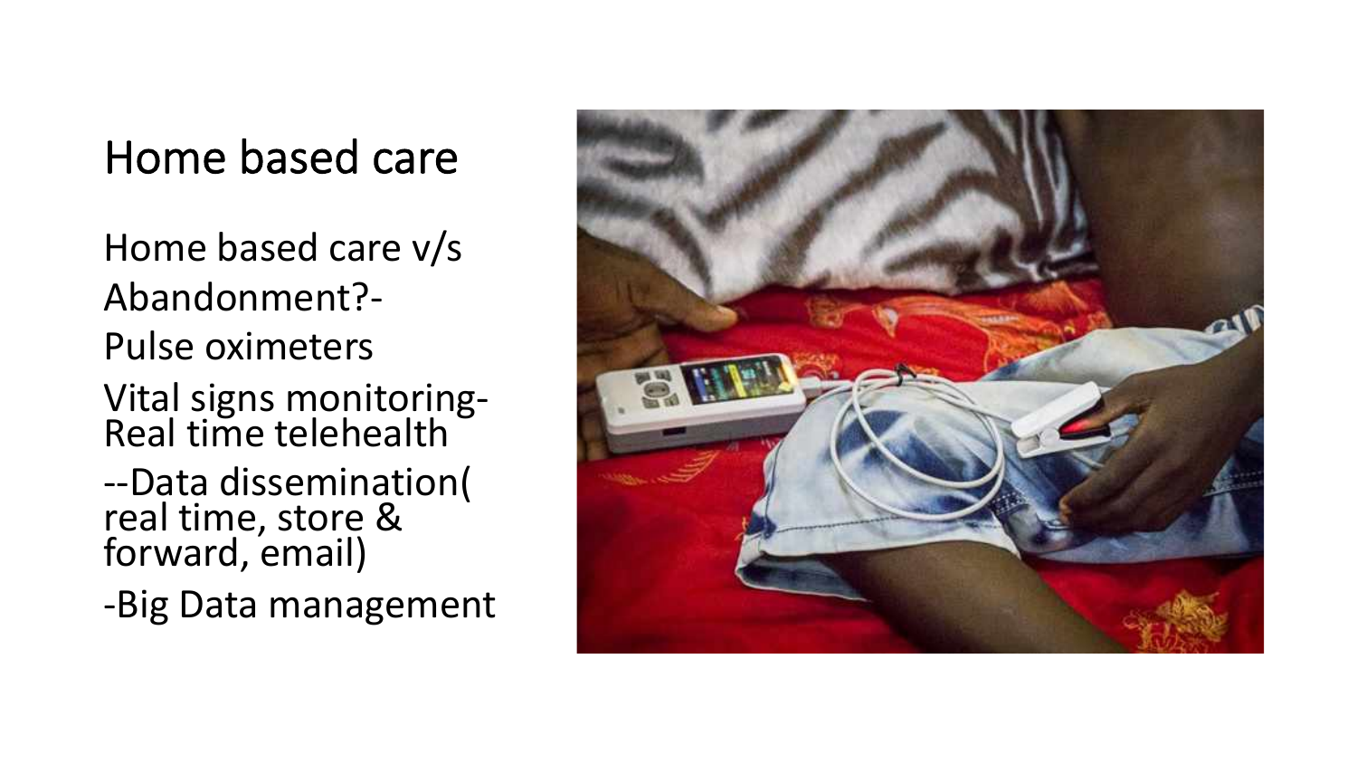# Home based care

Home based care v/s
Abandonment?-
Pulse oximeters
Vital signs monitoring-
Real time telehealth
--Data dissemination( real time, store & forward, email)
-Big Data management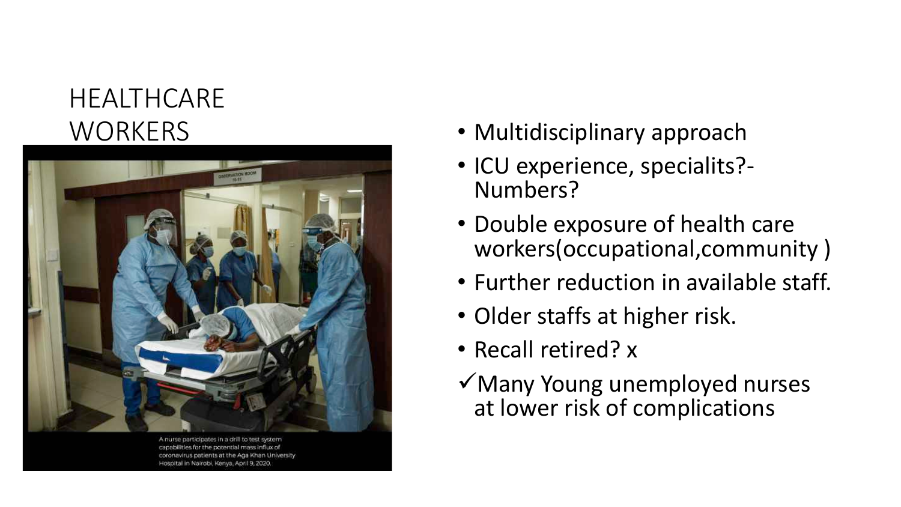# HEALTHCARE WORKERS

A nurse participates in a drill to test system capabilities for the potential mass influx of coronavirus patients at the Aga Khan University Hospital in Nairobi, Kenya, April 9, 2020.

- Multidisciplinary approach
- ICU experience, specialits?- Numbers?
- Double exposure of health care workers(occupational,community )
- Further reduction in available staff.
- Older staffs at higher risk.
- Recall retired? x

✓Many Young unemployed nurses at lower risk of complications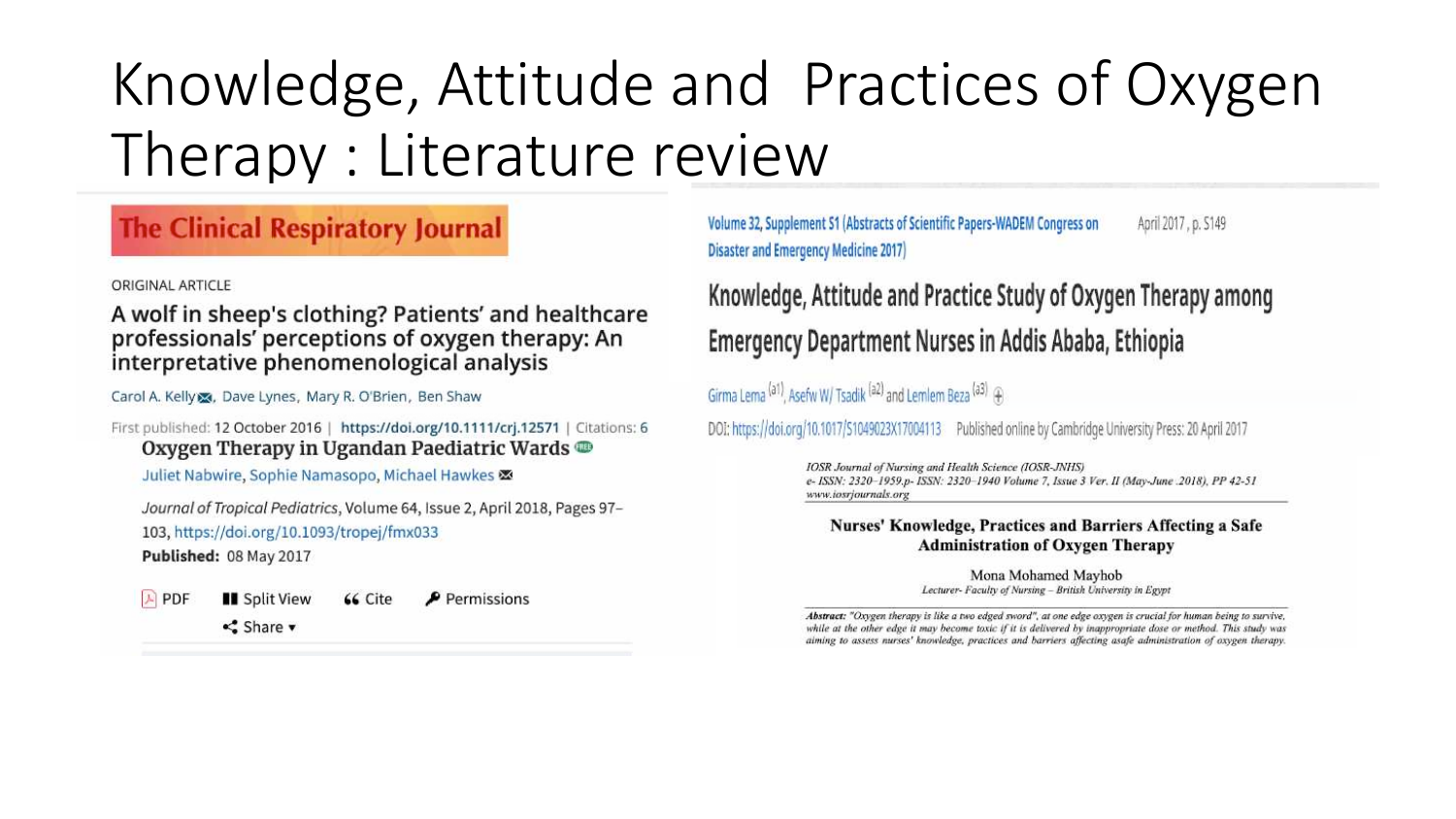# Knowledge, Attitude and Practices of Oxygen Therapy : Literature review

**The Clinical Respiratory Journal**

ORIGINAL ARTICLE

## A wolf in sheep's clothing? Patients' and healthcare professionals' perceptions of oxygen therapy: An interpretative phenomenological analysis

Carol A. Kelly, Dave Lynes, Mary R. O'Brien, Ben Shaw

First published: 12 October 2016 | https://doi.org/10.1111/crj.12571 | Citations: 6

## Oxygen Therapy in Ugandan Paediatric Wards

Juliet Nabwire, Sophie Namasopo, Michael Hawkes

*Journal of Tropical Pediatrics*, Volume 64, Issue 2, April 2018, Pages 97–103, https://doi.org/10.1093/tropej/fmx033

**Published:** 08 May 2017

PDF | Split View | Cite | Permissions | Share

Volume 32, Supplement S1 (Abstracts of Scientific Papers-WADEM Congress on Disaster and Emergency Medicine 2017) April 2017, p. S149

## Knowledge, Attitude and Practice Study of Oxygen Therapy among Emergency Department Nurses in Addis Ababa, Ethiopia

Girma Lema [a1], Asefw W/ Tsadik [a2] and Lemlem Beza [a3]

DOI: https://doi.org/10.1017/S1049023X17004113 Published online by Cambridge University Press: 20 April 2017

*IOSR Journal of Nursing and Health Science (IOSR-JNHS)*
*e- ISSN: 2320–1959.p- ISSN: 2320–1940 Volume 7, Issue 3 Ver. II (May-June .2018), PP 42-51*
*www.iosrjournals.org*

## Nurses' Knowledge, Practices and Barriers Affecting a Safe Administration of Oxygen Therapy

Mona Mohamed Mayhob

*Lecturer- Faculty of Nursing – British University in Egypt*

***Abstract:*** *"Oxygen therapy is like a two edged sword", at one edge oxygen is crucial for human being to survive, while at the other edge it may become toxic if it is delivered by inappropriate dose or method. This study was aiming to assess nurses' knowledge, practices and barriers affecting asafe administration of oxygen therapy.*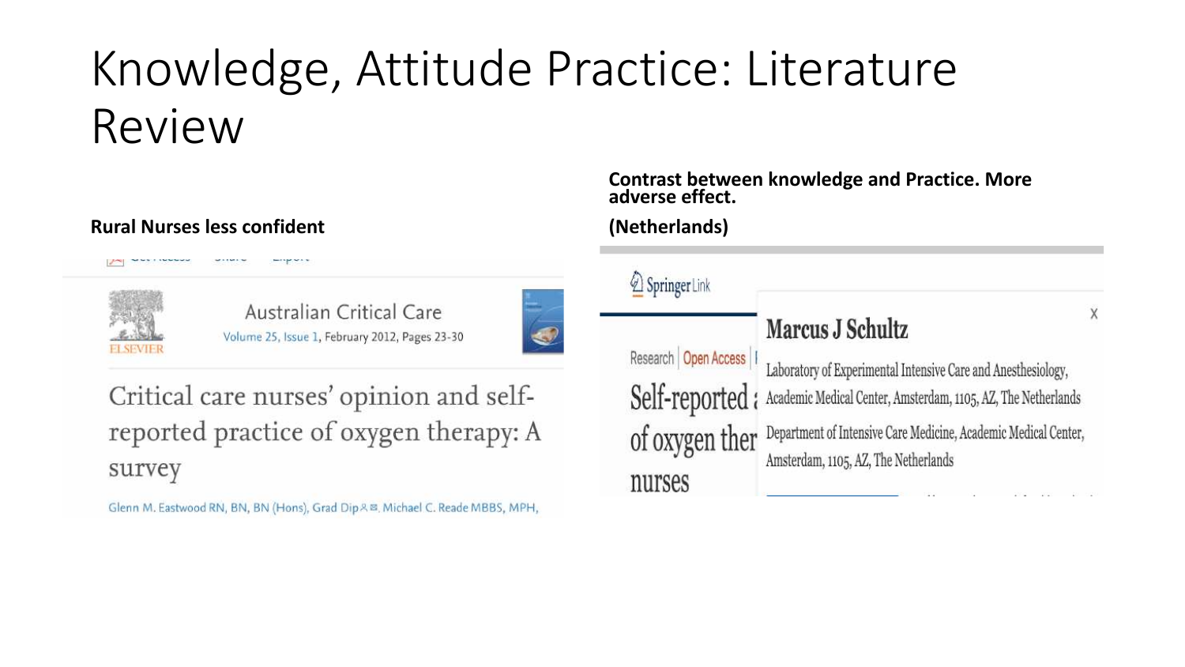# Knowledge, Attitude Practice: Literature Review

**Rural Nurses less confident**

Australian Critical Care

Volume 25, Issue 1, February 2012, Pages 23-30

Critical care nurses' opinion and self-reported practice of oxygen therapy: A survey

Glenn M. Eastwood RN, BN, BN (Hons), Grad Dip, Michael C. Reade MBBS, MPH,

**Contrast between knowledge and Practice. More adverse effect.**

**(Netherlands)**

SpringerLink

Research | Open Access

Self-reported a... of oxygen ther... nurses

Marcus J Schultz

Laboratory of Experimental Intensive Care and Anesthesiology, Academic Medical Center, Amsterdam, 1105, AZ, The Netherlands

Department of Intensive Care Medicine, Academic Medical Center, Amsterdam, 1105, AZ, The Netherlands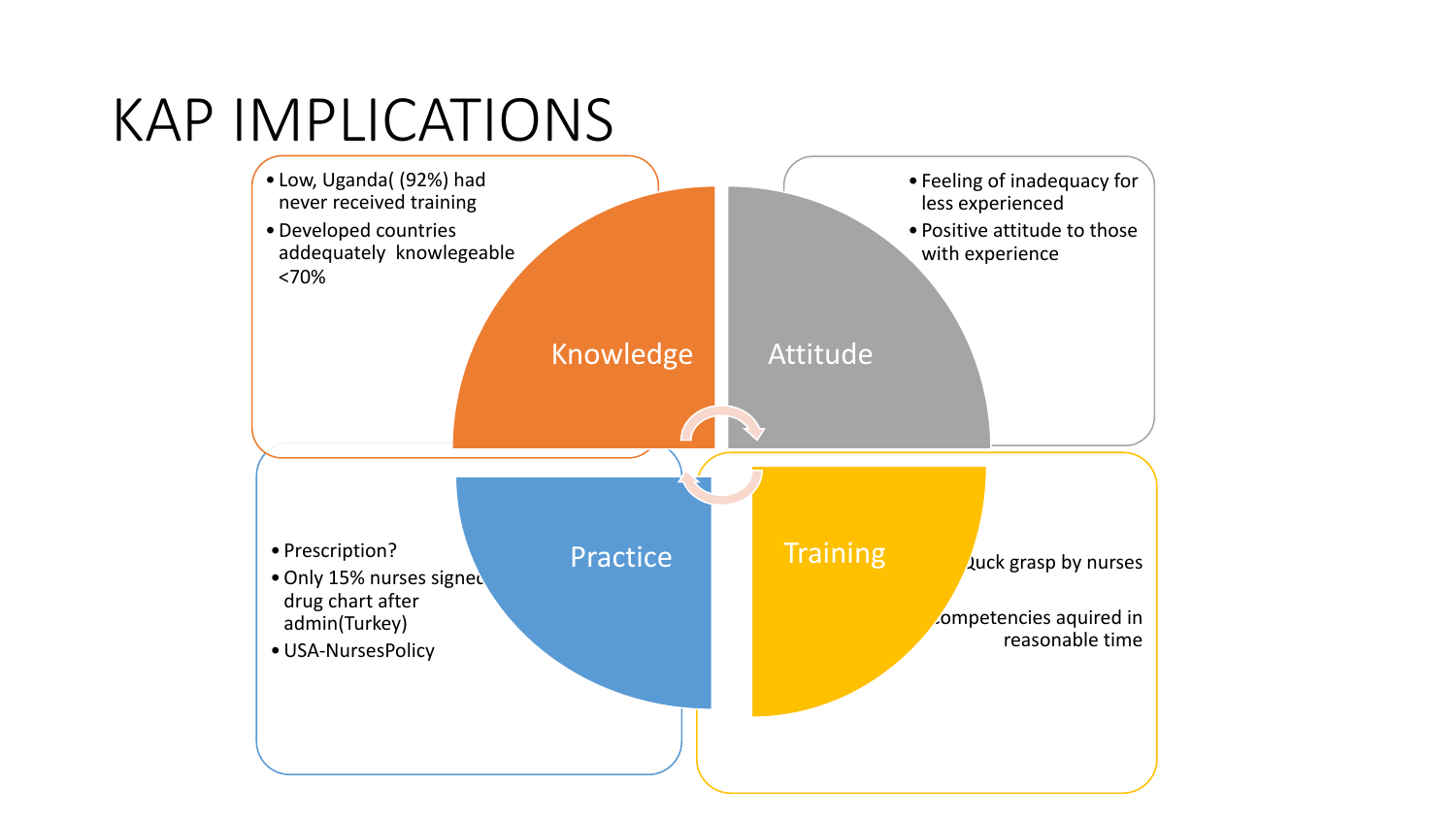# KAP IMPLICATIONS

## Knowledge

- Low, Uganda( (92%) had never received training
- Developed countries addequately knowlegeable <70%

## Attitude

- Feeling of inadequacy for less experienced
- Positive attitude to those with experience

## Practice

- Prescription?
- Only 15% nurses signed drug chart after admin(Turkey)
- USA-NursesPolicy

## Training

- Quck grasp by nurses
- Competencies aquired in reasonable time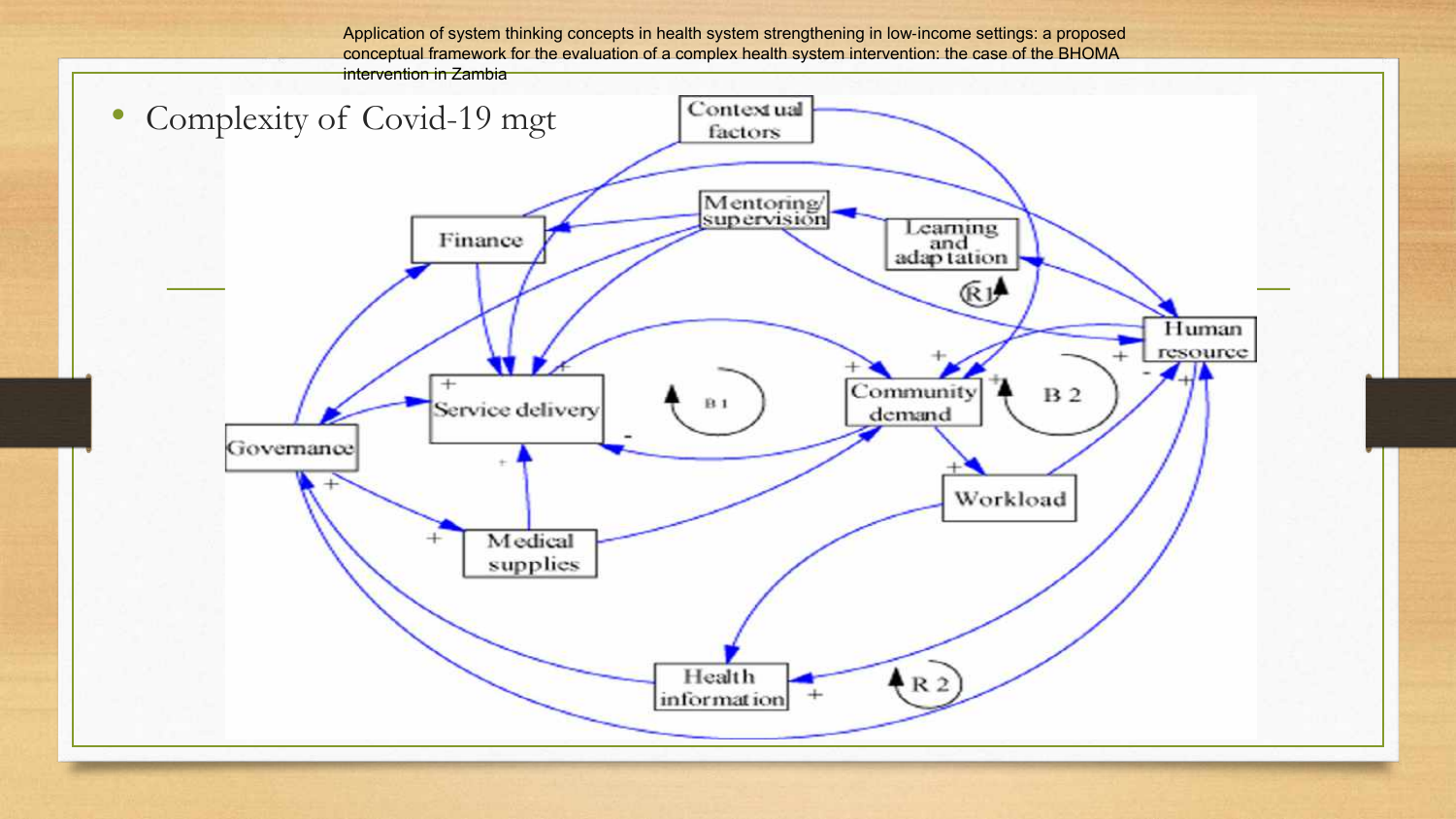Application of system thinking concepts in health system strengthening in low-income settings: a proposed conceptual framework for the evaluation of a complex health system intervention: the case of the BHOMA intervention in Zambia

- Complexity of Covid-19 mgt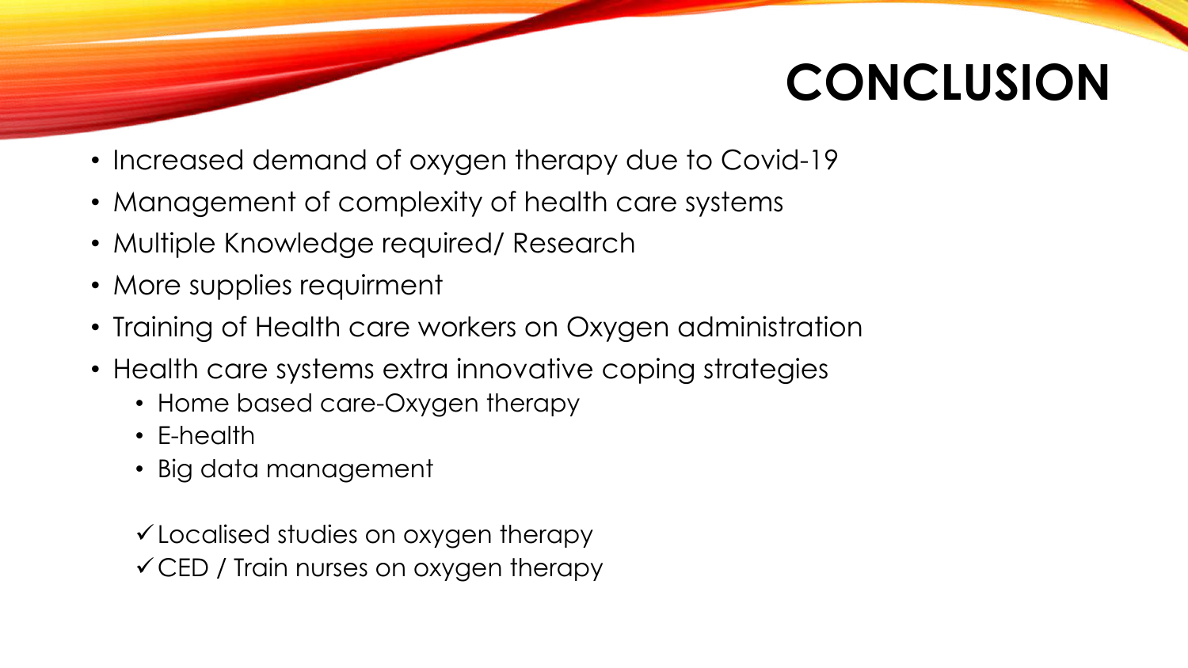# CONCLUSION

- Increased demand of oxygen therapy due to Covid-19
- Management of complexity of health care systems
- Multiple Knowledge required/ Research
- More supplies requirment
- Training of Health care workers on Oxygen administration
- Health care systems extra innovative coping strategies
  - Home based care-Oxygen therapy
  - E-health
  - Big data management

✓ Localised studies on oxygen therapy
✓ CED / Train nurses on oxygen therapy